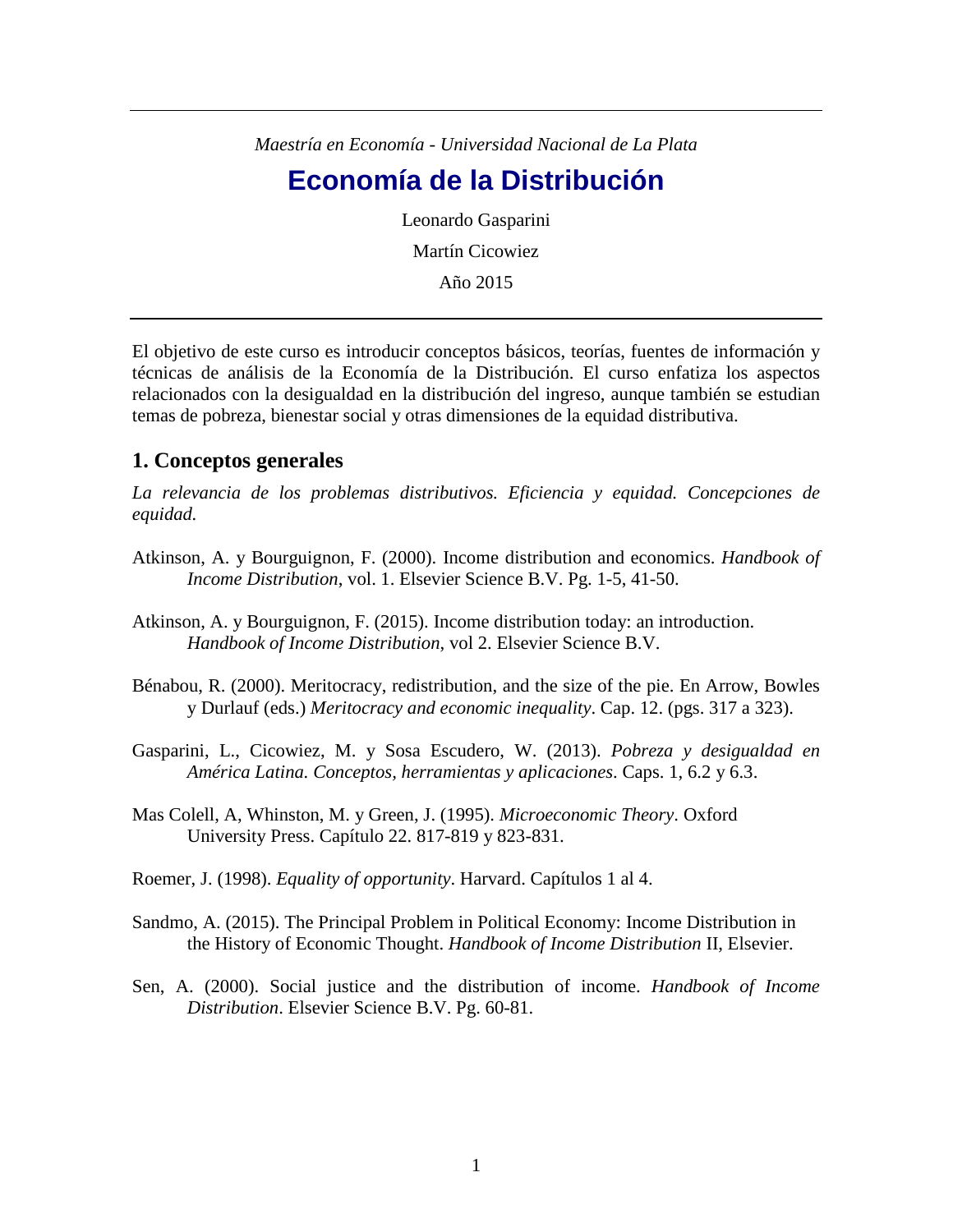*Maestría en Economía - Universidad Nacional de La Plata*

# Economía de la Distribución

Leonardo Gasparini

Martín Cicowiez

Año 2015

El objetivo de este curso es introducir conceptos básicos, teorías, fuentes de información y técnicas de análisis de la Economía de la Distribución. El curso enfatiza los aspectos relacionados con la desigualdad en la distribución del ingreso, aunque también se estudian temas de pobreza, bienestar social y otras dimensiones de la equidad distributiva.

## 1. Conceptos generales

*La relevancia de los problemas distributivos. Eficiencia y equidad. Concepciones de equidad.*

Atkinson, A. y Bourguignon, F. (2000). Income distribution and economics. *Handbook of Income Distribution*, vol. 1. Elsevier Science B.V. Pg. 1-5, 41-50.

Atkinson, A. y Bourguignon, F. (2015). Income distribution today: an introduction. *Handbook of Income Distribution*, vol 2. Elsevier Science B.V.

Bénabou, R. (2000). Meritocracy, redistribution, and the size of the pie. En Arrow, Bowles y Durlauf (eds.) *Meritocracy and economic inequality*. Cap. 12. (pgs. 317 a 323).

Gasparini, L., Cicowiez, M. y Sosa Escudero, W. (2013). *Pobreza y desigualdad en América Latina. Conceptos, herramientas y aplicaciones*. Caps. 1, 6.2 y 6.3.

Mas Colell, A, Whinston, M. y Green, J. (1995). *Microeconomic Theory*. Oxford University Press. Capítulo 22. 817-819 y 823-831.

Roemer, J. (1998). *Equality of opportunity*. Harvard. Capítulos 1 al 4.

Sandmo, A. (2015). The Principal Problem in Political Economy: Income Distribution in the History of Economic Thought. *Handbook of Income Distribution* II, Elsevier.

Sen, A. (2000). Social justice and the distribution of income. *Handbook of Income Distribution*. Elsevier Science B.V. Pg. 60-81.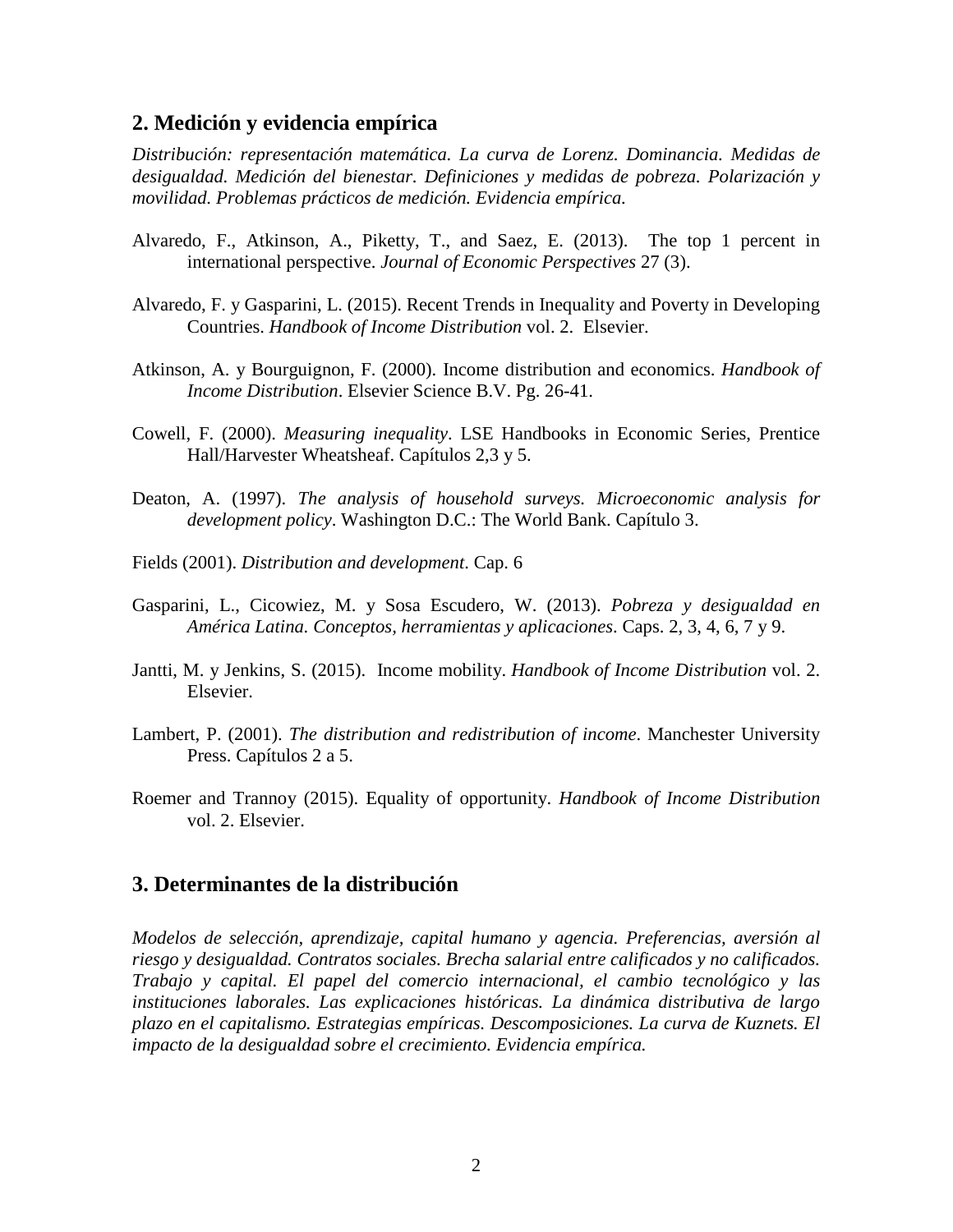## 2. Medición y evidencia empírica

*Distribución: representación matemática. La curva de Lorenz. Dominancia. Medidas de desigualdad. Medición del bienestar. Definiciones y medidas de pobreza. Polarización y movilidad. Problemas prácticos de medición. Evidencia empírica.*

Alvaredo, F., Atkinson, A., Piketty, T., and Saez, E. (2013). The top 1 percent in international perspective. *Journal of Economic Perspectives* 27 (3).

Alvaredo, F. y Gasparini, L. (2015). Recent Trends in Inequality and Poverty in Developing Countries. *Handbook of Income Distribution* vol. 2. Elsevier.

Atkinson, A. y Bourguignon, F. (2000). Income distribution and economics. *Handbook of Income Distribution*. Elsevier Science B.V. Pg. 26-41.

Cowell, F. (2000). *Measuring inequality*. LSE Handbooks in Economic Series, Prentice Hall/Harvester Wheatsheaf. Capítulos 2,3 y 5.

Deaton, A. (1997). *The analysis of household surveys. Microeconomic analysis for development policy*. Washington D.C.: The World Bank. Capítulo 3.

Fields (2001). *Distribution and development*. Cap. 6

Gasparini, L., Cicowiez, M. y Sosa Escudero, W. (2013). *Pobreza y desigualdad en América Latina. Conceptos, herramientas y aplicaciones*. Caps. 2, 3, 4, 6, 7 y 9.

Jantti, M. y Jenkins, S. (2015). Income mobility. *Handbook of Income Distribution* vol. 2. Elsevier.

Lambert, P. (2001). *The distribution and redistribution of income*. Manchester University Press. Capítulos 2 a 5.

Roemer and Trannoy (2015). Equality of opportunity. *Handbook of Income Distribution* vol. 2. Elsevier.

## 3. Determinantes de la distribución

*Modelos de selección, aprendizaje, capital humano y agencia. Preferencias, aversión al riesgo y desigualdad. Contratos sociales. Brecha salarial entre calificados y no calificados. Trabajo y capital. El papel del comercio internacional, el cambio tecnológico y las instituciones laborales. Las explicaciones históricas. La dinámica distributiva de largo plazo en el capitalismo. Estrategias empíricas. Descomposiciones. La curva de Kuznets. El impacto de la desigualdad sobre el crecimiento. Evidencia empírica.*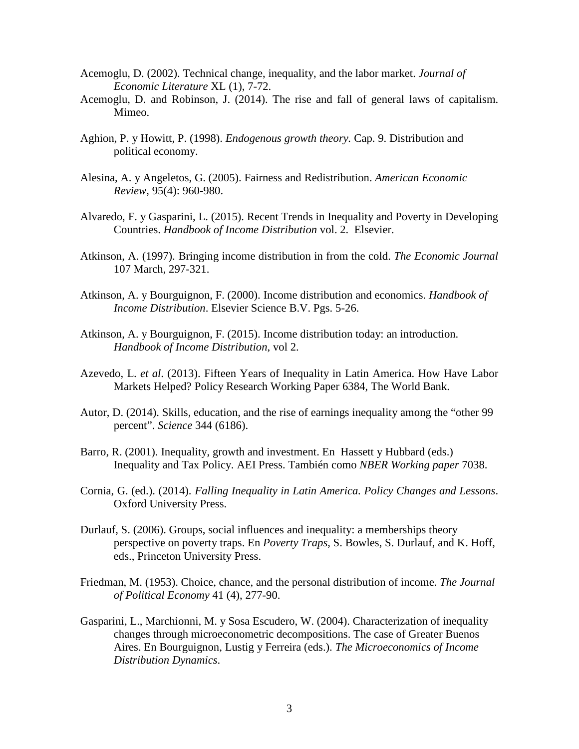Acemoglu, D. (2002). Technical change, inequality, and the labor market. *Journal of Economic Literature* XL (1), 7-72.

Acemoglu, D. and Robinson, J. (2014). The rise and fall of general laws of capitalism. Mimeo.

Aghion, P. y Howitt, P. (1998). *Endogenous growth theory.* Cap. 9. Distribution and political economy.

Alesina, A. y Angeletos, G. (2005). Fairness and Redistribution. *American Economic Review*, 95(4): 960-980.

Alvaredo, F. y Gasparini, L. (2015). Recent Trends in Inequality and Poverty in Developing Countries. *Handbook of Income Distribution* vol. 2. Elsevier.

Atkinson, A. (1997). Bringing income distribution in from the cold. *The Economic Journal* 107 March, 297-321.

Atkinson, A. y Bourguignon, F. (2000). Income distribution and economics. *Handbook of Income Distribution*. Elsevier Science B.V. Pgs. 5-26.

Atkinson, A. y Bourguignon, F. (2015). Income distribution today: an introduction. *Handbook of Income Distribution*, vol 2.

Azevedo, L. *et al*. (2013). Fifteen Years of Inequality in Latin America. How Have Labor Markets Helped? Policy Research Working Paper 6384, The World Bank.

Autor, D. (2014). Skills, education, and the rise of earnings inequality among the "other 99 percent". *Science* 344 (6186).

Barro, R. (2001). Inequality, growth and investment. En Hassett y Hubbard (eds.) Inequality and Tax Policy. AEI Press. También como *NBER Working paper* 7038.

Cornia, G. (ed.). (2014). *Falling Inequality in Latin America. Policy Changes and Lessons*. Oxford University Press.

Durlauf, S. (2006). Groups, social influences and inequality: a memberships theory perspective on poverty traps. En *Poverty Traps*, S. Bowles, S. Durlauf, and K. Hoff, eds., Princeton University Press.

Friedman, M. (1953). Choice, chance, and the personal distribution of income. *The Journal of Political Economy* 41 (4), 277-90.

Gasparini, L., Marchionni, M. y Sosa Escudero, W. (2004). Characterization of inequality changes through microeconometric decompositions. The case of Greater Buenos Aires. En Bourguignon, Lustig y Ferreira (eds.). *The Microeconomics of Income Distribution Dynamics*.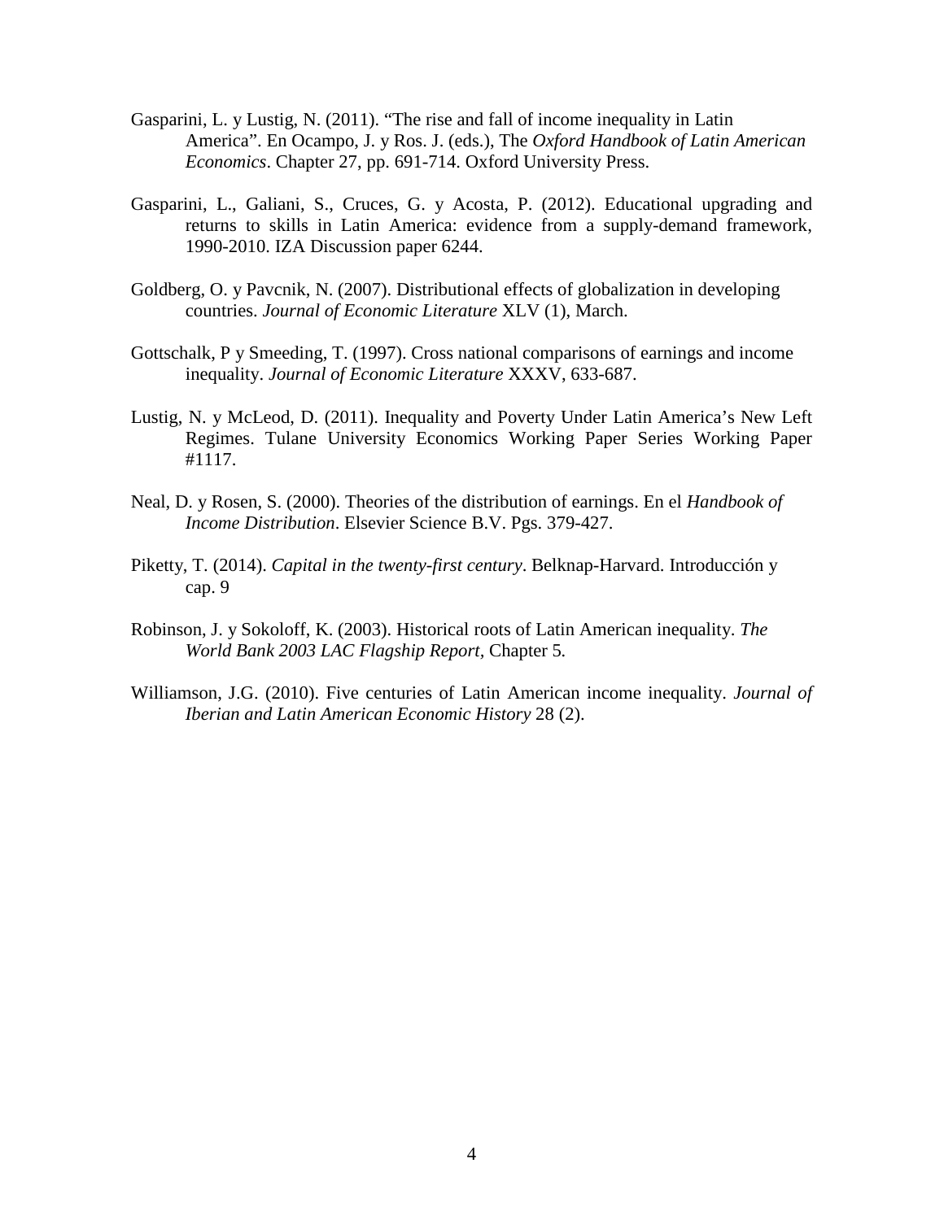Gasparini, L. y Lustig, N. (2011). "The rise and fall of income inequality in Latin America". En Ocampo, J. y Ros. J. (eds.), The *Oxford Handbook of Latin American Economics*. Chapter 27, pp. 691-714. Oxford University Press.

Gasparini, L., Galiani, S., Cruces, G. y Acosta, P. (2012). Educational upgrading and returns to skills in Latin America: evidence from a supply-demand framework, 1990-2010. IZA Discussion paper 6244.

Goldberg, O. y Pavcnik, N. (2007). Distributional effects of globalization in developing countries. *Journal of Economic Literature* XLV (1), March.

Gottschalk, P y Smeeding, T. (1997). Cross national comparisons of earnings and income inequality. *Journal of Economic Literature* XXXV, 633-687.

Lustig, N. y McLeod, D. (2011). Inequality and Poverty Under Latin America's New Left Regimes. Tulane University Economics Working Paper Series Working Paper #1117.

Neal, D. y Rosen, S. (2000). Theories of the distribution of earnings. En el *Handbook of Income Distribution*. Elsevier Science B.V. Pgs. 379-427.

Piketty, T. (2014). *Capital in the twenty-first century*. Belknap-Harvard. Introducción y cap. 9

Robinson, J. y Sokoloff, K. (2003). Historical roots of Latin American inequality. *The World Bank 2003 LAC Flagship Report*, Chapter 5.

Williamson, J.G. (2010). Five centuries of Latin American income inequality. *Journal of Iberian and Latin American Economic History* 28 (2).